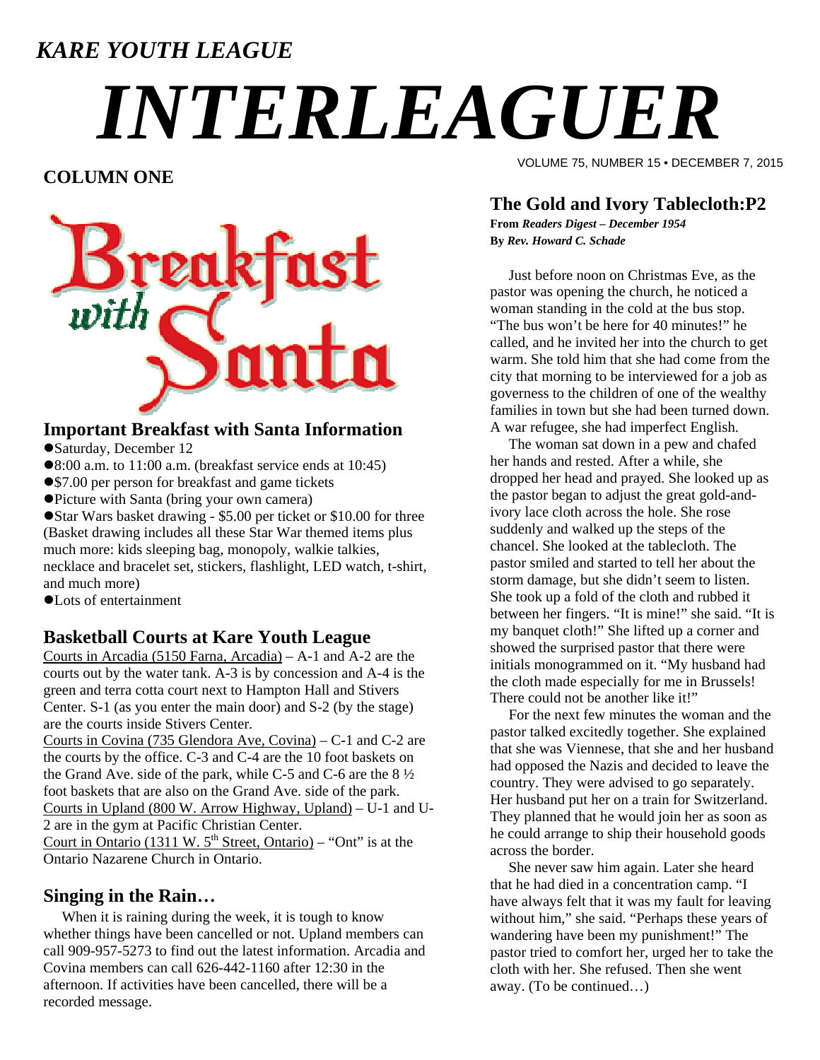*KARE YOUTH LEAGUE*

# *INTERLEAGUER*

VOLUME 75, NUMBER 15 • DECEMBER 7, 2015

## COLUMN ONE

Breakfast with Santa

### Important Breakfast with Santa Information

- Saturday, December 12
- 8:00 a.m. to 11:00 a.m. (breakfast service ends at 10:45)
- $7.00 per person for breakfast and game tickets
- Picture with Santa (bring your own camera)
- Star Wars basket drawing - $5.00 per ticket or $10.00 for three (Basket drawing includes all these Star War themed items plus much more: kids sleeping bag, monopoly, walkie talkies, necklace and bracelet set, stickers, flashlight, LED watch, t-shirt, and much more)
- Lots of entertainment

### Basketball Courts at Kare Youth League

Courts in Arcadia (5150 Farna, Arcadia) – A-1 and A-2 are the courts out by the water tank. A-3 is by concession and A-4 is the green and terra cotta court next to Hampton Hall and Stivers Center. S-1 (as you enter the main door) and S-2 (by the stage) are the courts inside Stivers Center.

Courts in Covina (735 Glendora Ave, Covina) – C-1 and C-2 are the courts by the office. C-3 and C-4 are the 10 foot baskets on the Grand Ave. side of the park, while C-5 and C-6 are the 8 ½ foot baskets that are also on the Grand Ave. side of the park.

Courts in Upland (800 W. Arrow Highway, Upland) – U-1 and U-2 are in the gym at Pacific Christian Center.

Court in Ontario (1311 W. 5th Street, Ontario) – "Ont" is at the Ontario Nazarene Church in Ontario.

### Singing in the Rain…

When it is raining during the week, it is tough to know whether things have been cancelled or not. Upland members can call 909-957-5273 to find out the latest information. Arcadia and Covina members can call 626-442-1160 after 12:30 in the afternoon. If activities have been cancelled, there will be a recorded message.

## The Gold and Ivory Tablecloth:P2

**From *Readers Digest – December 1954***
**By *Rev. Howard C. Schade***

Just before noon on Christmas Eve, as the pastor was opening the church, he noticed a woman standing in the cold at the bus stop. "The bus won't be here for 40 minutes!" he called, and he invited her into the church to get warm. She told him that she had come from the city that morning to be interviewed for a job as governess to the children of one of the wealthy families in town but she had been turned down. A war refugee, she had imperfect English.

The woman sat down in a pew and chafed her hands and rested. After a while, she dropped her head and prayed. She looked up as the pastor began to adjust the great gold-and-ivory lace cloth across the hole. She rose suddenly and walked up the steps of the chancel. She looked at the tablecloth. The pastor smiled and started to tell her about the storm damage, but she didn't seem to listen. She took up a fold of the cloth and rubbed it between her fingers. "It is mine!" she said. "It is my banquet cloth!" She lifted up a corner and showed the surprised pastor that there were initials monogrammed on it. "My husband had the cloth made especially for me in Brussels! There could not be another like it!"

For the next few minutes the woman and the pastor talked excitedly together. She explained that she was Viennese, that she and her husband had opposed the Nazis and decided to leave the country. They were advised to go separately. Her husband put her on a train for Switzerland. They planned that he would join her as soon as he could arrange to ship their household goods across the border.

She never saw him again. Later she heard that he had died in a concentration camp. "I have always felt that it was my fault for leaving without him," she said. "Perhaps these years of wandering have been my punishment!" The pastor tried to comfort her, urged her to take the cloth with her. She refused. Then she went away. (To be continued…)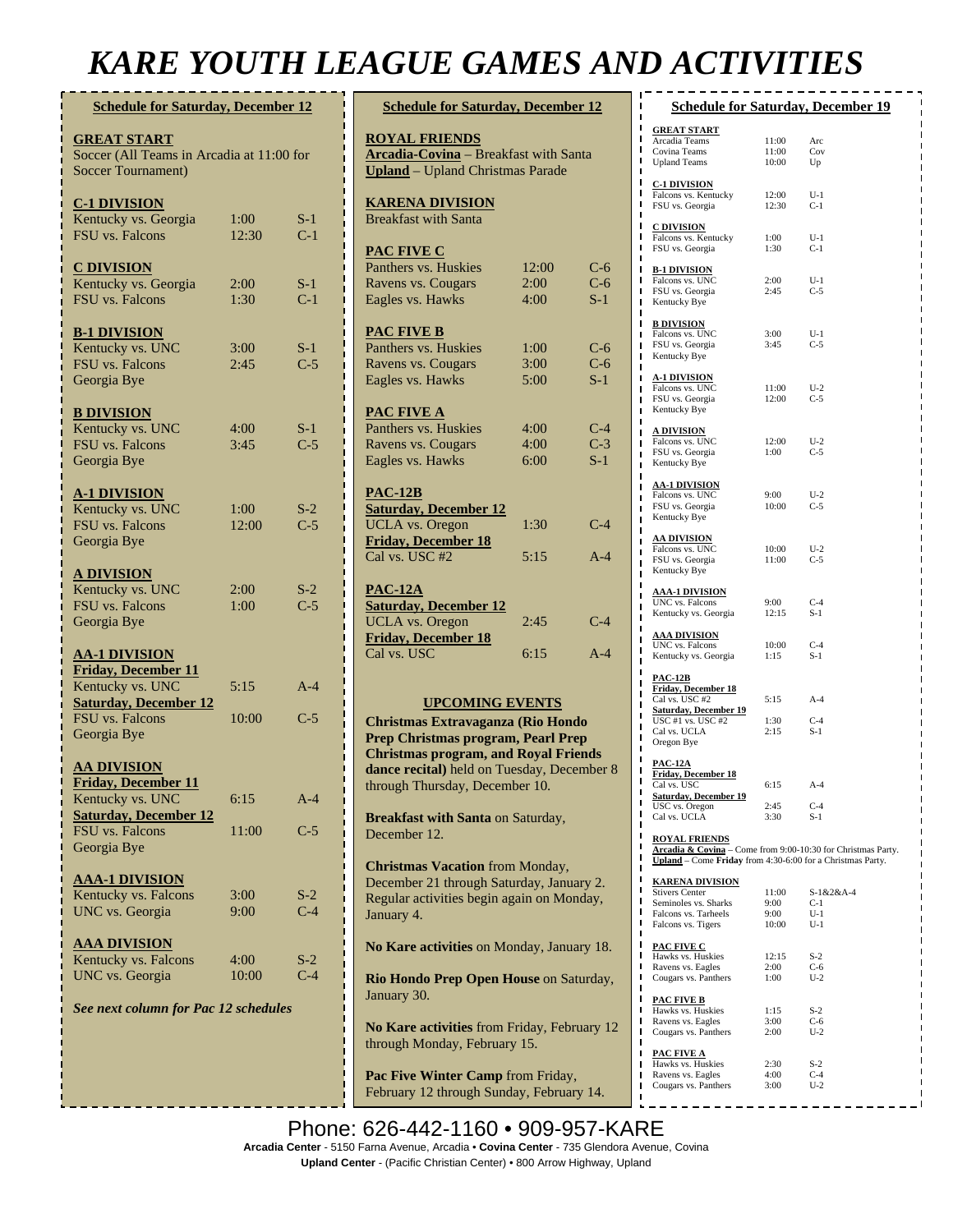# KARE YOUTH LEAGUE GAMES AND ACTIVITIES

## Schedule for Saturday, December 12

**GREAT START**
Soccer (All Teams in Arcadia at 11:00 for Soccer Tournament)

**C-1 DIVISION**

| | | |
|---|---|---|
| Kentucky vs. Georgia | 1:00 | S-1 |
| FSU vs. Falcons | 12:30 | C-1 |

**C DIVISION**

| | | |
|---|---|---|
| Kentucky vs. Georgia | 2:00 | S-1 |
| FSU vs. Falcons | 1:30 | C-1 |

**B-1 DIVISION**

| | | |
|---|---|---|
| Kentucky vs. UNC | 3:00 | S-1 |
| FSU vs. Falcons | 2:45 | C-5 |
| Georgia Bye | | |

**B DIVISION**

| | | |
|---|---|---|
| Kentucky vs. UNC | 4:00 | S-1 |
| FSU vs. Falcons | 3:45 | C-5 |
| Georgia Bye | | |

**A-1 DIVISION**

| | | |
|---|---|---|
| Kentucky vs. UNC | 1:00 | S-2 |
| FSU vs. Falcons | 12:00 | C-5 |
| Georgia Bye | | |

**A DIVISION**

| | | |
|---|---|---|
| Kentucky vs. UNC | 2:00 | S-2 |
| FSU vs. Falcons | 1:00 | C-5 |
| Georgia Bye | | |

**AA-1 DIVISION**

| | | |
|---|---|---|
| **Friday, December 11** | | |
| Kentucky vs. UNC | 5:15 | A-4 |
| **Saturday, December 12** | | |
| FSU vs. Falcons | 10:00 | C-5 |
| Georgia Bye | | |

**AA DIVISION**

| | | |
|---|---|---|
| **Friday, December 11** | | |
| Kentucky vs. UNC | 6:15 | A-4 |
| **Saturday, December 12** | | |
| FSU vs. Falcons | 11:00 | C-5 |
| Georgia Bye | | |

**AAA-1 DIVISION**

| | | |
|---|---|---|
| Kentucky vs. Falcons | 3:00 | S-2 |
| UNC vs. Georgia | 9:00 | C-4 |

**AAA DIVISION**

| | | |
|---|---|---|
| Kentucky vs. Falcons | 4:00 | S-2 |
| UNC vs. Georgia | 10:00 | C-4 |

***See next column for Pac 12 schedules***

## Schedule for Saturday, December 12

**ROYAL FRIENDS**
**Arcadia-Covina** – Breakfast with Santa
**Upland** – Upland Christmas Parade

**KARENA DIVISION**
Breakfast with Santa

**PAC FIVE C**

| | | |
|---|---|---|
| Panthers vs. Huskies | 12:00 | C-6 |
| Ravens vs. Cougars | 2:00 | C-6 |
| Eagles vs. Hawks | 4:00 | S-1 |

**PAC FIVE B**

| | | |
|---|---|---|
| Panthers vs. Huskies | 1:00 | C-6 |
| Ravens vs. Cougars | 3:00 | C-6 |
| Eagles vs. Hawks | 5:00 | S-1 |

**PAC FIVE A**

| | | |
|---|---|---|
| Panthers vs. Huskies | 4:00 | C-4 |
| Ravens vs. Cougars | 4:00 | C-3 |
| Eagles vs. Hawks | 6:00 | S-1 |

**PAC-12B**

| | | |
|---|---|---|
| **Saturday, December 12** | | |
| UCLA vs. Oregon | 1:30 | C-4 |
| **Friday, December 18** | | |
| Cal vs. USC #2 | 5:15 | A-4 |

**PAC-12A**

| | | |
|---|---|---|
| **Saturday, December 12** | | |
| UCLA vs. Oregon | 2:45 | C-4 |
| **Friday, December 18** | | |
| Cal vs. USC | 6:15 | A-4 |

**UPCOMING EVENTS**

**Christmas Extravaganza (Rio Hondo Prep Christmas program, Pearl Prep Christmas program, and Royal Friends dance recital)** held on Tuesday, December 8 through Thursday, December 10.

**Breakfast with Santa** on Saturday, December 12.

**Christmas Vacation** from Monday, December 21 through Saturday, January 2. Regular activities begin again on Monday, January 4.

**No Kare activities** on Monday, January 18.

**Rio Hondo Prep Open House** on Saturday, January 30.

**No Kare activities** from Friday, February 12 through Monday, February 15.

**Pac Five Winter Camp** from Friday, February 12 through Sunday, February 14.

## Schedule for Saturday, December 19

**GREAT START**

| | | |
|---|---|---|
| Arcadia Teams | 11:00 | Arc |
| Covina Teams | 11:00 | Cov |
| Upland Teams | 10:00 | Up |

**C-1 DIVISION**

| | | |
|---|---|---|
| Falcons vs. Kentucky | 12:00 | U-1 |
| FSU vs. Georgia | 12:30 | C-1 |

**C DIVISION**

| | | |
|---|---|---|
| Falcons vs. Kentucky | 1:00 | U-1 |
| FSU vs. Georgia | 1:30 | C-1 |

**B-1 DIVISION**

| | | |
|---|---|---|
| Falcons vs. UNC | 2:00 | U-1 |
| FSU vs. Georgia | 2:45 | C-5 |
| Kentucky Bye | | |

**B DIVISION**

| | | |
|---|---|---|
| Falcons vs. UNC | 3:00 | U-1 |
| FSU vs. Georgia | 3:45 | C-5 |
| Kentucky Bye | | |

**A-1 DIVISION**

| | | |
|---|---|---|
| Falcons vs. UNC | 11:00 | U-2 |
| FSU vs. Georgia | 12:00 | C-5 |
| Kentucky Bye | | |

**A DIVISION**

| | | |
|---|---|---|
| Falcons vs. UNC | 12:00 | U-2 |
| FSU vs. Georgia | 1:00 | C-5 |
| Kentucky Bye | | |

**AA-1 DIVISION**

| | | |
|---|---|---|
| Falcons vs. UNC | 9:00 | U-2 |
| FSU vs. Georgia | 10:00 | C-5 |
| Kentucky Bye | | |

**AA DIVISION**

| | | |
|---|---|---|
| Falcons vs. UNC | 10:00 | U-2 |
| FSU vs. Georgia | 11:00 | C-5 |
| Kentucky Bye | | |

**AAA-1 DIVISION**

| | | |
|---|---|---|
| UNC vs. Falcons | 9:00 | C-4 |
| Kentucky vs. Georgia | 12:15 | S-1 |

**AAA DIVISION**

| | | |
|---|---|---|
| UNC vs. Falcons | 10:00 | C-4 |
| Kentucky vs. Georgia | 1:15 | S-1 |

**PAC-12B**

| | | |
|---|---|---|
| **Friday, December 18** | | |
| Cal vs. USC #2 | 5:15 | A-4 |
| **Saturday, December 19** | | |
| USC #1 vs. USC #2 | 1:30 | C-4 |
| Cal vs. UCLA | 2:15 | S-1 |
| Oregon Bye | | |

**PAC-12A**

| | | |
|---|---|---|
| **Friday, December 18** | | |
| Cal vs. USC | 6:15 | A-4 |
| **Saturday, December 19** | | |
| USC vs. Oregon | 2:45 | C-4 |
| Cal vs. UCLA | 3:30 | S-1 |

**ROYAL FRIENDS**
**Arcadia & Covina** – Come from 9:00-10:30 for Christmas Party.
**Upland** – Come **Friday** from 4:30-6:00 for a Christmas Party.

**KARENA DIVISION**

| | | |
|---|---|---|
| Stivers Center | 11:00 | S-1&2&A-4 |
| Seminoles vs. Sharks | 9:00 | C-1 |
| Falcons vs. Tarheels | 9:00 | U-1 |
| Falcons vs. Tigers | 10:00 | U-1 |

**PAC FIVE C**

| | | |
|---|---|---|
| Hawks vs. Huskies | 12:15 | S-2 |
| Ravens vs. Eagles | 2:00 | C-6 |
| Cougars vs. Panthers | 1:00 | U-2 |

**PAC FIVE B**

| | | |
|---|---|---|
| Hawks vs. Huskies | 1:15 | S-2 |
| Ravens vs. Eagles | 3:00 | C-6 |
| Cougars vs. Panthers | 2:00 | U-2 |

**PAC FIVE A**

| | | |
|---|---|---|
| Hawks vs. Huskies | 2:30 | S-2 |
| Ravens vs. Eagles | 4:00 | C-4 |
| Cougars vs. Panthers | 3:00 | U-2 |

Phone: 626-442-1160 • 909-957-KARE
**Arcadia Center** - 5150 Farna Avenue, Arcadia • **Covina Center** - 735 Glendora Avenue, Covina
**Upland Center** - (Pacific Christian Center) • 800 Arrow Highway, Upland